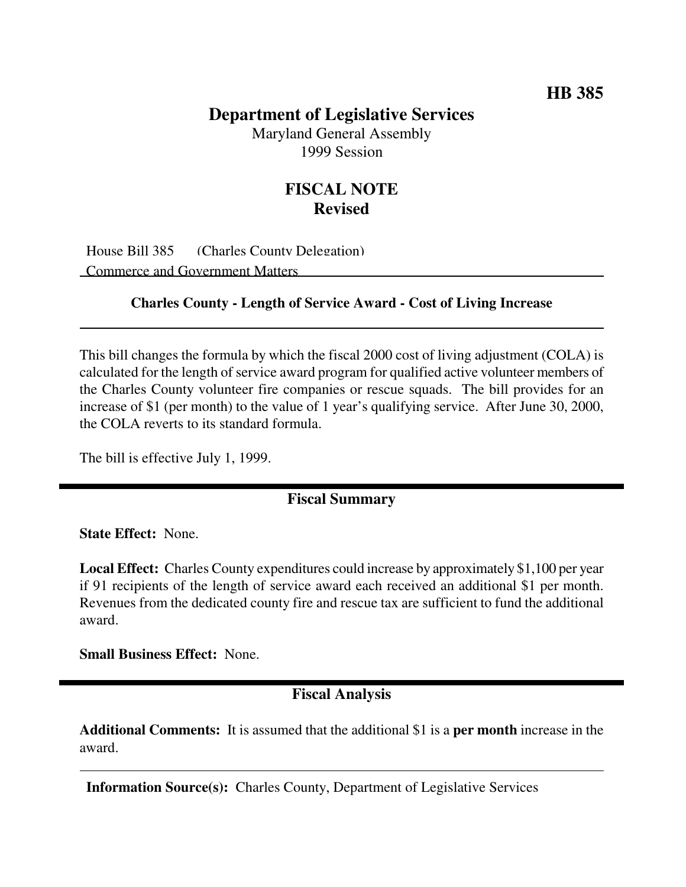**HB 385**

# Department of Legislative Services

Maryland General Assembly
1999 Session

## FISCAL NOTE
**Revised**

House Bill 385 (Charles County Delegation)
Commerce and Government Matters

---

**Charles County - Length of Service Award - Cost of Living Increase**

---

This bill changes the formula by which the fiscal 2000 cost of living adjustment (COLA) is calculated for the length of service award program for qualified active volunteer members of the Charles County volunteer fire companies or rescue squads. The bill provides for an increase of $1 (per month) to the value of 1 year's qualifying service. After June 30, 2000, the COLA reverts to its standard formula.

The bill is effective July 1, 1999.

## Fiscal Summary

**State Effect:** None.

**Local Effect:** Charles County expenditures could increase by approximately $1,100 per year if 91 recipients of the length of service award each received an additional $1 per month. Revenues from the dedicated county fire and rescue tax are sufficient to fund the additional award.

**Small Business Effect:** None.

## Fiscal Analysis

**Additional Comments:** It is assumed that the additional $1 is a **per month** increase in the award.

---

**Information Source(s):** Charles County, Department of Legislative Services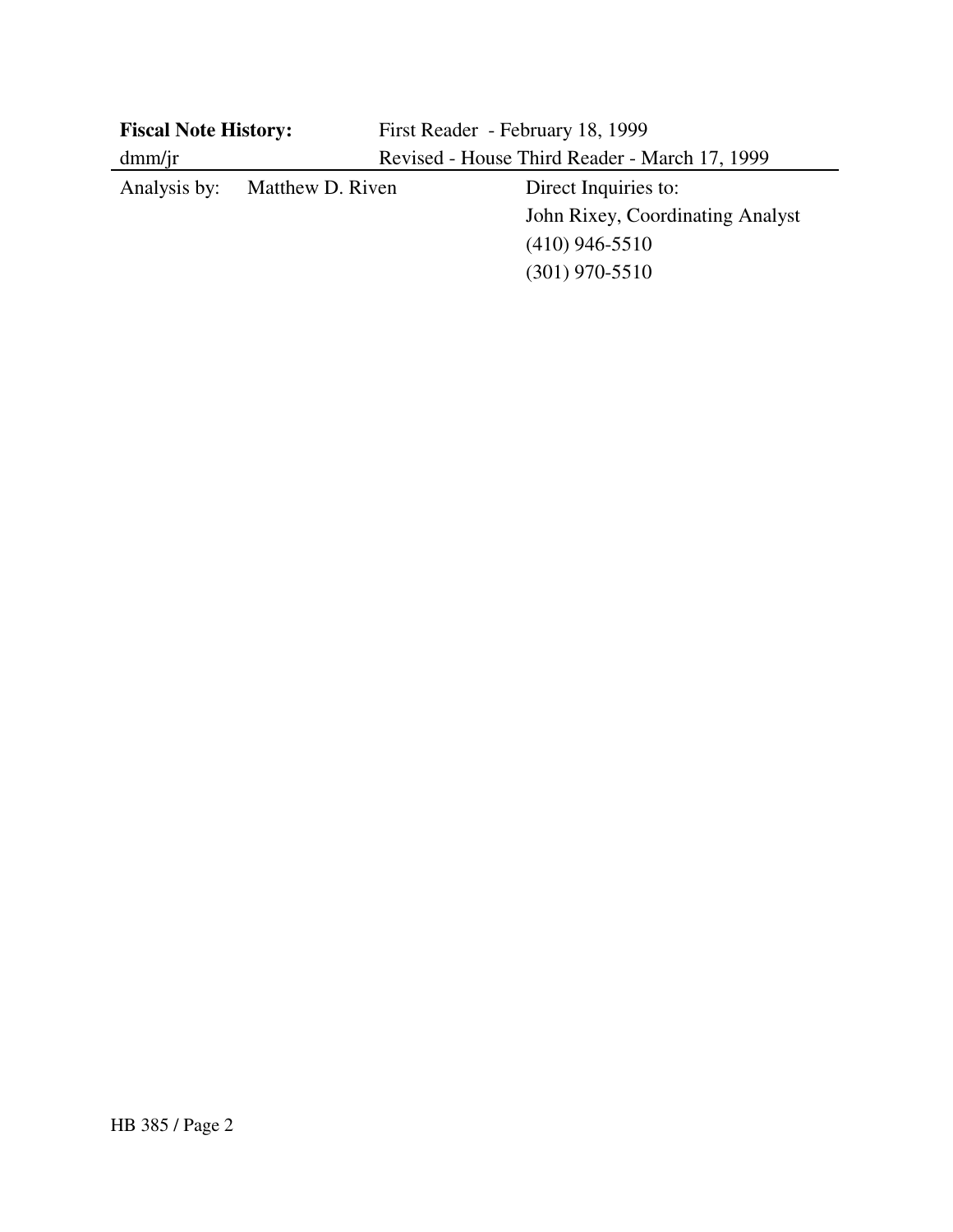**Fiscal Note History:** First Reader - February 18, 1999

dmm/jr Revised - House Third Reader - March 17, 1999

Analysis by: Matthew D. Riven

Direct Inquiries to:
John Rixey, Coordinating Analyst
(410) 946-5510
(301) 970-5510